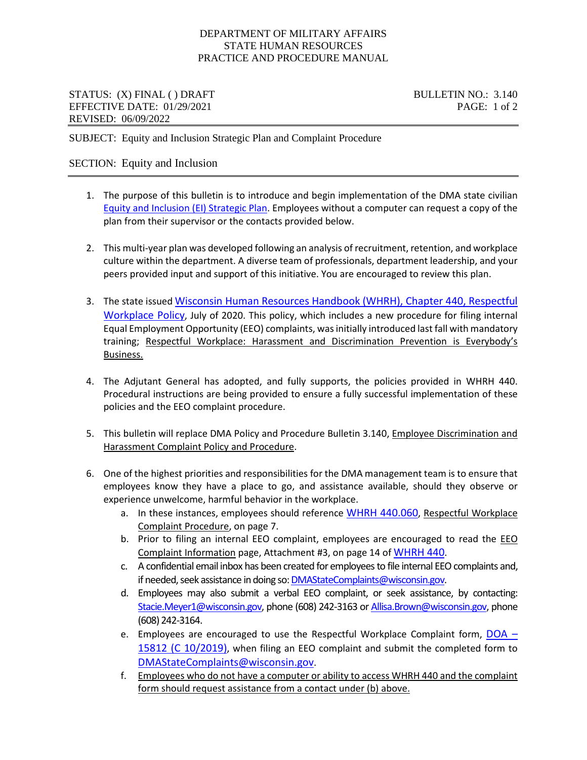DEPARTMENT OF MILITARY AFFAIRS
STATE HUMAN RESOURCES
PRACTICE AND PROCEDURE MANUAL

STATUS: (X) FINAL ( ) DRAFT
EFFECTIVE DATE: 01/29/2021
REVISED: 06/09/2022

BULLETIN NO.: 3.140

SUBJECT: Equity and Inclusion Strategic Plan and Complaint Procedure

SECTION: Equity and Inclusion

1. The purpose of this bulletin is to introduce and begin implementation of the DMA state civilian Equity and Inclusion (EI) Strategic Plan. Employees without a computer can request a copy of the plan from their supervisor or the contacts provided below.

2. This multi-year plan was developed following an analysis of recruitment, retention, and workplace culture within the department. A diverse team of professionals, department leadership, and your peers provided input and support of this initiative. You are encouraged to review this plan.

3. The state issued Wisconsin Human Resources Handbook (WHRH), Chapter 440, Respectful Workplace Policy, July of 2020. This policy, which includes a new procedure for filing internal Equal Employment Opportunity (EEO) complaints, was initially introduced last fall with mandatory training; Respectful Workplace: Harassment and Discrimination Prevention is Everybody's Business.

4. The Adjutant General has adopted, and fully supports, the policies provided in WHRH 440. Procedural instructions are being provided to ensure a fully successful implementation of these policies and the EEO complaint procedure.

5. This bulletin will replace DMA Policy and Procedure Bulletin 3.140, Employee Discrimination and Harassment Complaint Policy and Procedure.

6. One of the highest priorities and responsibilities for the DMA management team is to ensure that employees know they have a place to go, and assistance available, should they observe or experience unwelcome, harmful behavior in the workplace.
   a. In these instances, employees should reference WHRH 440.060, Respectful Workplace Complaint Procedure, on page 7.
   b. Prior to filing an internal EEO complaint, employees are encouraged to read the EEO Complaint Information page, Attachment #3, on page 14 of WHRH 440.
   c. A confidential email inbox has been created for employees to file internal EEO complaints and, if needed, seek assistance in doing so: DMAStateComplaints@wisconsin.gov.
   d. Employees may also submit a verbal EEO complaint, or seek assistance, by contacting: Stacie.Meyer1@wisconsin.gov, phone (608) 242-3163 or Allisa.Brown@wisconsin.gov, phone (608) 242-3164.
   e. Employees are encouraged to use the Respectful Workplace Complaint form, DOA – 15812 (C 10/2019), when filing an EEO complaint and submit the completed form to DMAStateComplaints@wisconsin.gov.
   f. Employees who do not have a computer or ability to access WHRH 440 and the complaint form should request assistance from a contact under (b) above.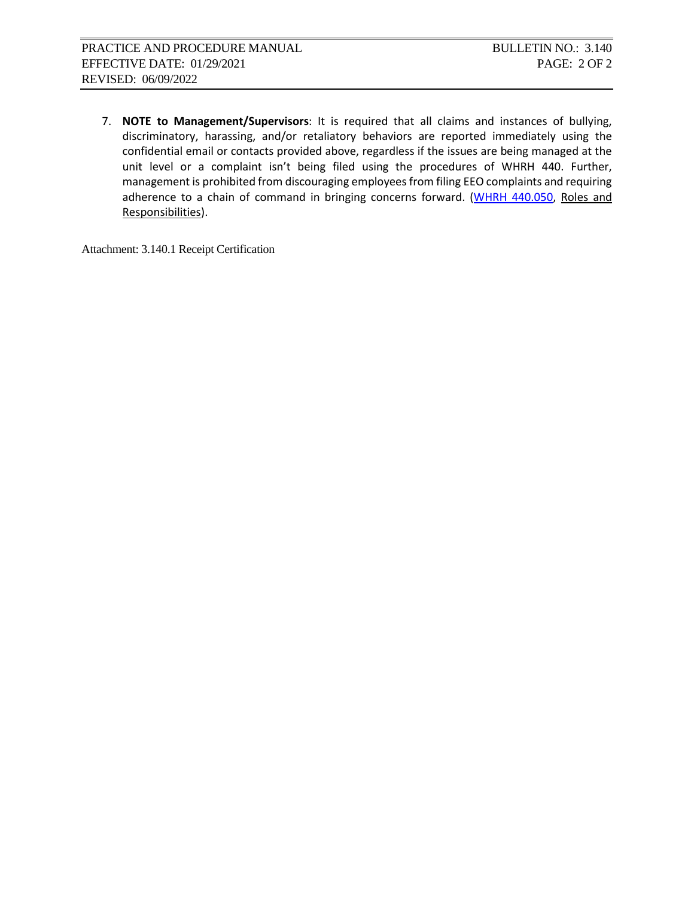7. **NOTE to Management/Supervisors**: It is required that all claims and instances of bullying, discriminatory, harassing, and/or retaliatory behaviors are reported immediately using the confidential email or contacts provided above, regardless if the issues are being managed at the unit level or a complaint isn't being filed using the procedures of WHRH 440. Further, management is prohibited from discouraging employees from filing EEO complaints and requiring adherence to a chain of command in bringing concerns forward. (WHRH 440.050, Roles and Responsibilities).

Attachment: 3.140.1 Receipt Certification